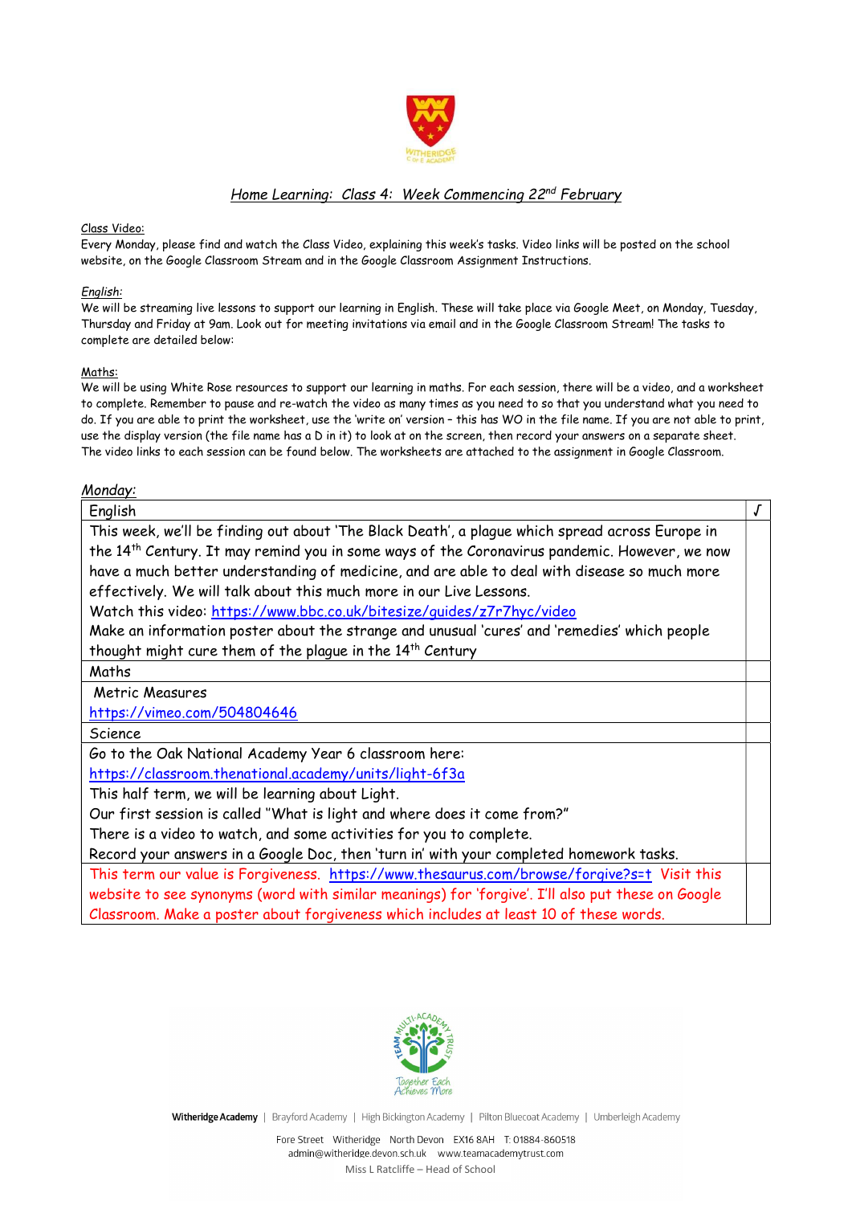# *Home Learning: Class 4: Week Commencing 22nd February*

Class Video:
Every Monday, please find and watch the Class Video, explaining this week's tasks. Video links will be posted on the school website, on the Google Classroom Stream and in the Google Classroom Assignment Instructions.

*English:*
We will be streaming live lessons to support our learning in English. These will take place via Google Meet, on Monday, Tuesday, Thursday and Friday at 9am. Look out for meeting invitations via email and in the Google Classroom Stream! The tasks to complete are detailed below:

Maths:
We will be using White Rose resources to support our learning in maths. For each session, there will be a video, and a worksheet to complete. Remember to pause and re-watch the video as many times as you need to so that you understand what you need to do. If you are able to print the worksheet, use the 'write on' version – this has WO in the file name. If you are not able to print, use the display version (the file name has a D in it) to look at on the screen, then record your answers on a separate sheet. The video links to each session can be found below. The worksheets are attached to the assignment in Google Classroom.

*Monday:*

| English | √ |
|---|---|
| This week, we'll be finding out about 'The Black Death', a plague which spread across Europe in the 14th Century. It may remind you in some ways of the Coronavirus pandemic. However, we now have a much better understanding of medicine, and are able to deal with disease so much more effectively. We will talk about this much more in our Live Lessons.<br>Watch this video: https://www.bbc.co.uk/bitesize/guides/z7r7hyc/video<br>Make an information poster about the strange and unusual 'cures' and 'remedies' which people thought might cure them of the plague in the 14th Century | |
| Maths | |
| Metric Measures<br>https://vimeo.com/504804646 | |
| Science | |
| Go to the Oak National Academy Year 6 classroom here:<br>https://classroom.thenational.academy/units/light-6f3a<br>This half term, we will be learning about Light.<br>Our first session is called "What is light and where does it come from?"<br>There is a video to watch, and some activities for you to complete.<br>Record your answers in a Google Doc, then 'turn in' with your completed homework tasks. | |
| This term our value is Forgiveness. https://www.thesaurus.com/browse/forgive?s=t Visit this website to see synonyms (word with similar meanings) for 'forgive'. I'll also put these on Google Classroom. Make a poster about forgiveness which includes at least 10 of these words. | |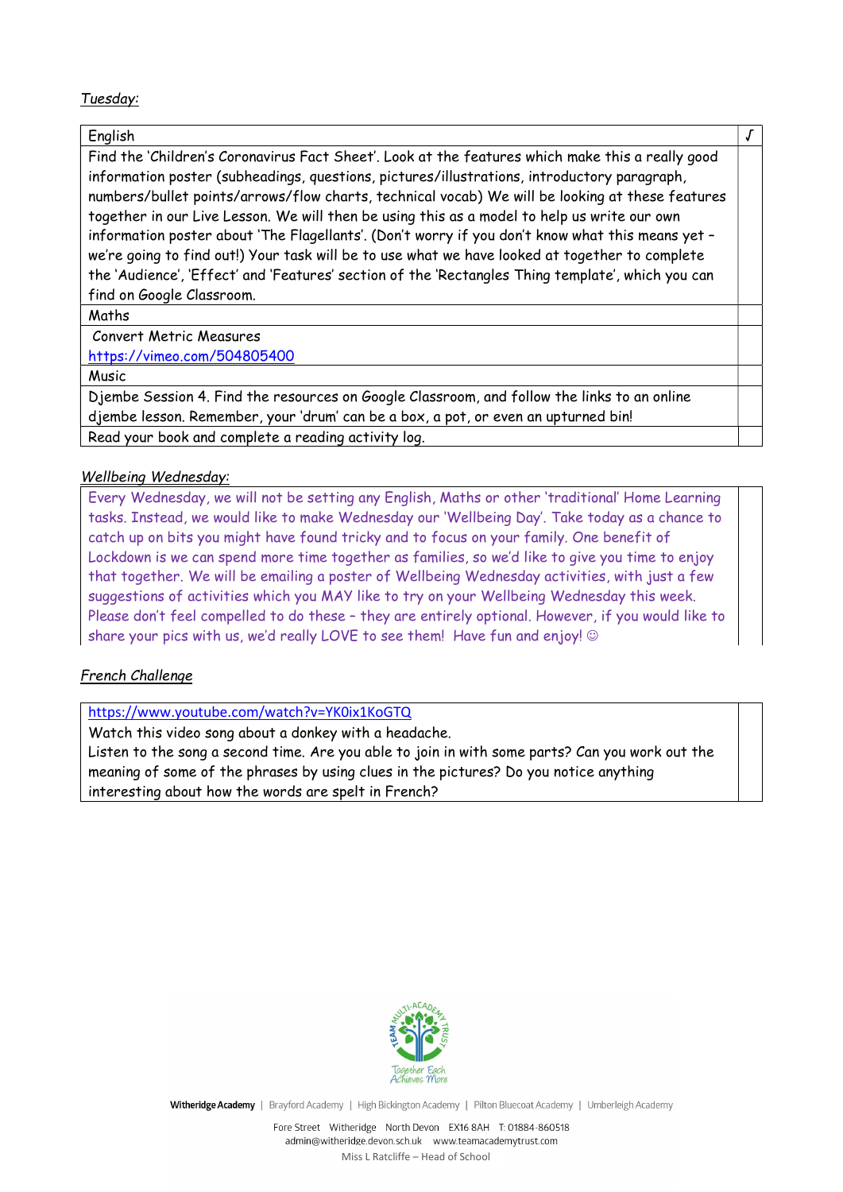*Tuesday:*

| English | √ |
|---|---|
| Find the 'Children's Coronavirus Fact Sheet'. Look at the features which make this a really good information poster (subheadings, questions, pictures/illustrations, introductory paragraph, numbers/bullet points/arrows/flow charts, technical vocab) We will be looking at these features together in our Live Lesson. We will then be using this as a model to help us write our own information poster about 'The Flagellants'. (Don't worry if you don't know what this means yet – we're going to find out!) Your task will be to use what we have looked at together to complete the 'Audience', 'Effect' and 'Features' section of the 'Rectangles Thing template', which you can find on Google Classroom. | |
| Maths | |
| Convert Metric Measures<br>https://vimeo.com/504805400 | |
| Music | |
| Djembe Session 4. Find the resources on Google Classroom, and follow the links to an online djembe lesson. Remember, your 'drum' can be a box, a pot, or even an upturned bin! | |
| Read your book and complete a reading activity log. | |

*Wellbeing Wednesday:*

| | |
|---|---|
| Every Wednesday, we will not be setting any English, Maths or other 'traditional' Home Learning tasks. Instead, we would like to make Wednesday our 'Wellbeing Day'. Take today as a chance to catch up on bits you might have found tricky and to focus on your family. One benefit of Lockdown is we can spend more time together as families, so we'd like to give you time to enjoy that together. We will be emailing a poster of Wellbeing Wednesday activities, with just a few suggestions of activities which you MAY like to try on your Wellbeing Wednesday this week. Please don't feel compelled to do these – they are entirely optional. However, if you would like to share your pics with us, we'd really LOVE to see them! Have fun and enjoy! ☺ | |

*French Challenge*

| | |
|---|---|
| https://www.youtube.com/watch?v=YK0ix1KoGTQ<br>Watch this video song about a donkey with a headache.<br>Listen to the song a second time. Are you able to join in with some parts? Can you work out the meaning of some of the phrases by using clues in the pictures? Do you notice anything interesting about how the words are spelt in French? | |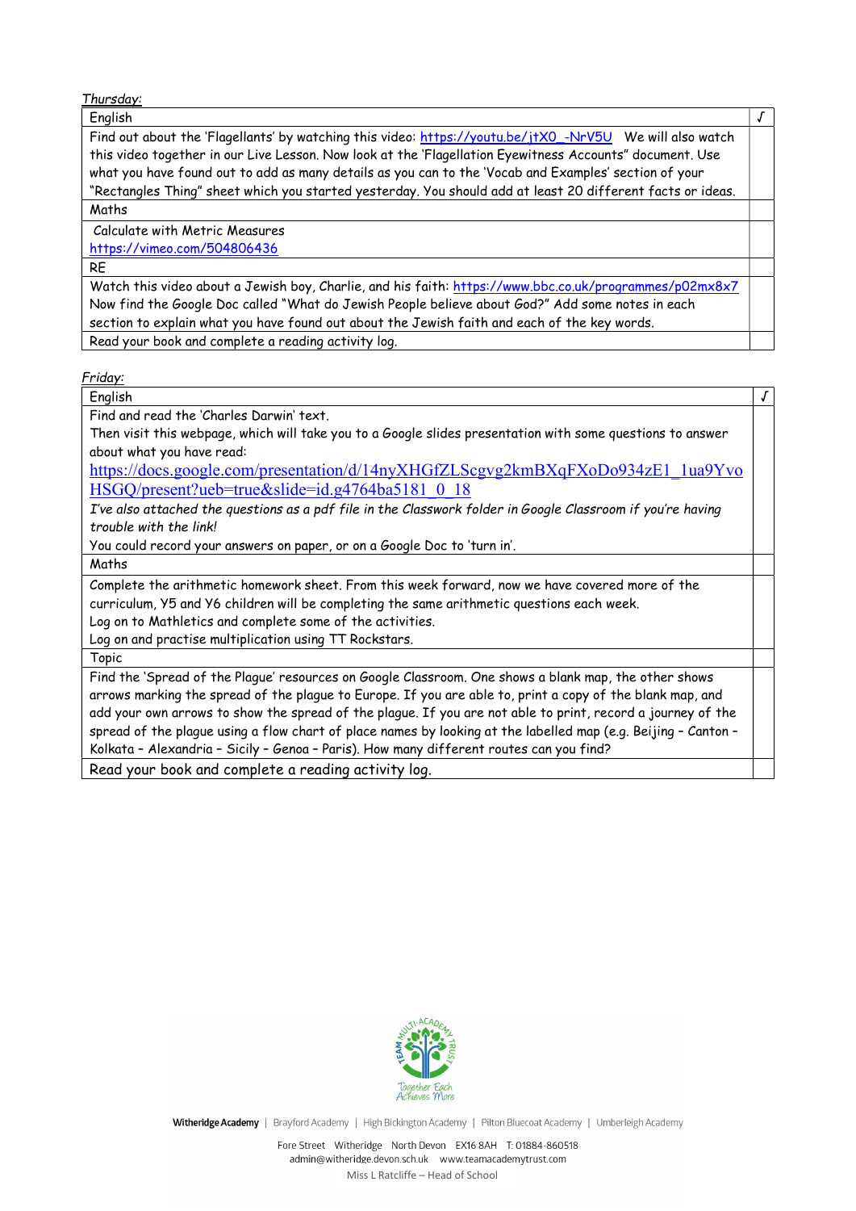*Thursday:*

| English | ✓ |
|---|---|
| Find out about the 'Flagellants' by watching this video: https://youtu.be/jtX0_-NrV5U We will also watch this video together in our Live Lesson. Now look at the 'Flagellation Eyewitness Accounts" document. Use what you have found out to add as many details as you can to the 'Vocab and Examples' section of your "Rectangles Thing" sheet which you started yesterday. You should add at least 20 different facts or ideas. | |
| Maths | |
| Calculate with Metric Measures https://vimeo.com/504806436 | |
| RE | |
| Watch this video about a Jewish boy, Charlie, and his faith: https://www.bbc.co.uk/programmes/p02mx8x7 Now find the Google Doc called "What do Jewish People believe about God?" Add some notes in each section to explain what you have found out about the Jewish faith and each of the key words. | |
| Read your book and complete a reading activity log. | |

*Friday:*

| English | ✓ |
|---|---|
| Find and read the 'Charles Darwin' text.<br>Then visit this webpage, which will take you to a Google slides presentation with some questions to answer about what you have read:<br>https://docs.google.com/presentation/d/14nyXHGfZLScgvg2kmBXqFXoDo934zE1_1ua9YvoHSGQ/present?ueb=true&slide=id.g4764ba5181_0_18<br>*I've also attached the questions as a pdf file in the Classwork folder in Google Classroom if you're having trouble with the link!*<br>You could record your answers on paper, or on a Google Doc to 'turn in'. | |
| Maths | |
| Complete the arithmetic homework sheet. From this week forward, now we have covered more of the curriculum, Y5 and Y6 children will be completing the same arithmetic questions each week.<br>Log on to Mathletics and complete some of the activities.<br>Log on and practise multiplication using TT Rockstars. | |
| Topic | |
| Find the 'Spread of the Plague' resources on Google Classroom. One shows a blank map, the other shows arrows marking the spread of the plague to Europe. If you are able to, print a copy of the blank map, and add your own arrows to show the spread of the plague. If you are not able to print, record a journey of the spread of the plague using a flow chart of place names by looking at the labelled map (e.g. Beijing – Canton – Kolkata – Alexandria – Sicily – Genoa – Paris). How many different routes can you find? | |
| Read your book and complete a reading activity log. | |